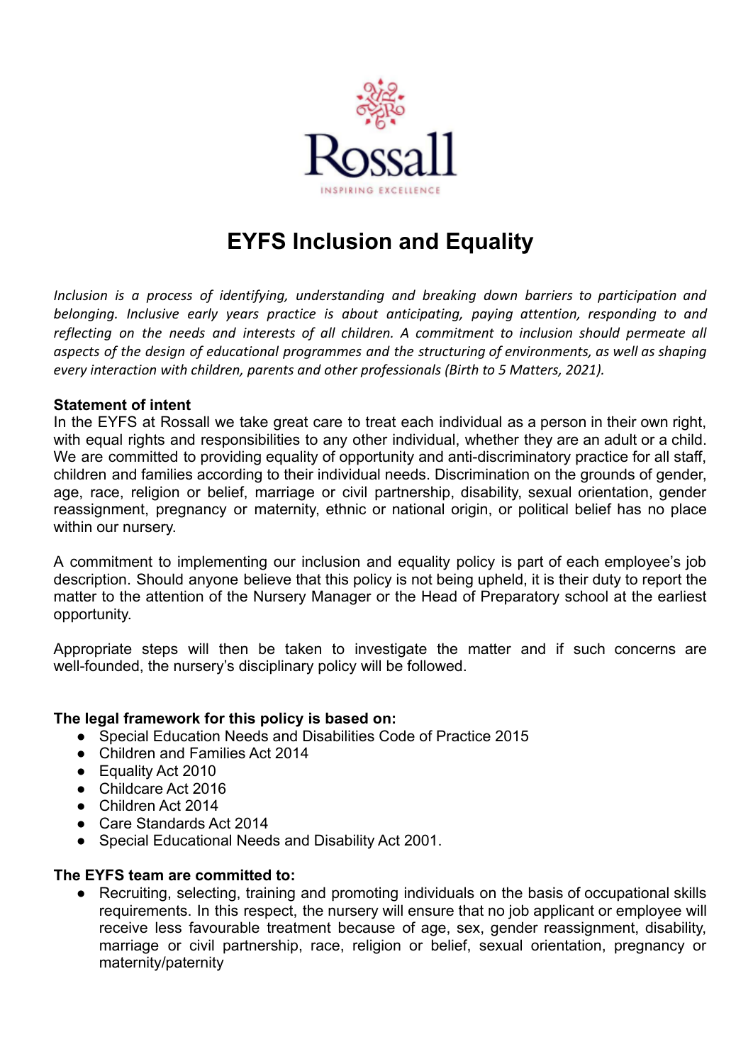# EYFS Inclusion and Equality

*Inclusion is a process of identifying, understanding and breaking down barriers to participation and belonging. Inclusive early years practice is about anticipating, paying attention, responding to and reflecting on the needs and interests of all children. A commitment to inclusion should permeate all aspects of the design of educational programmes and the structuring of environments, as well as shaping every interaction with children, parents and other professionals (Birth to 5 Matters, 2021).*

**Statement of intent**

In the EYFS at Rossall we take great care to treat each individual as a person in their own right, with equal rights and responsibilities to any other individual, whether they are an adult or a child. We are committed to providing equality of opportunity and anti-discriminatory practice for all staff, children and families according to their individual needs. Discrimination on the grounds of gender, age, race, religion or belief, marriage or civil partnership, disability, sexual orientation, gender reassignment, pregnancy or maternity, ethnic or national origin, or political belief has no place within our nursery.

A commitment to implementing our inclusion and equality policy is part of each employee's job description. Should anyone believe that this policy is not being upheld, it is their duty to report the matter to the attention of the Nursery Manager or the Head of Preparatory school at the earliest opportunity.

Appropriate steps will then be taken to investigate the matter and if such concerns are well-founded, the nursery's disciplinary policy will be followed.

**The legal framework for this policy is based on:**

- Special Education Needs and Disabilities Code of Practice 2015
- Children and Families Act 2014
- Equality Act 2010
- Childcare Act 2016
- Children Act 2014
- Care Standards Act 2014
- Special Educational Needs and Disability Act 2001.

**The EYFS team are committed to:**

- Recruiting, selecting, training and promoting individuals on the basis of occupational skills requirements. In this respect, the nursery will ensure that no job applicant or employee will receive less favourable treatment because of age, sex, gender reassignment, disability, marriage or civil partnership, race, religion or belief, sexual orientation, pregnancy or maternity/paternity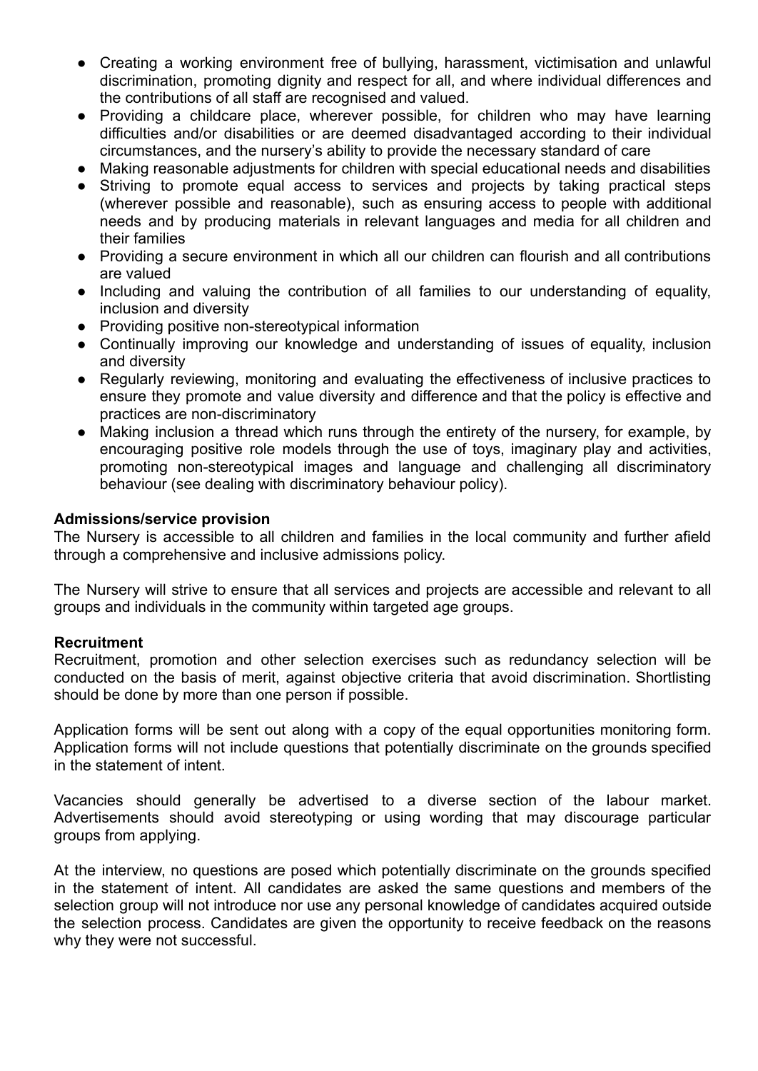- Creating a working environment free of bullying, harassment, victimisation and unlawful discrimination, promoting dignity and respect for all, and where individual differences and the contributions of all staff are recognised and valued.
- Providing a childcare place, wherever possible, for children who may have learning difficulties and/or disabilities or are deemed disadvantaged according to their individual circumstances, and the nursery's ability to provide the necessary standard of care
- Making reasonable adjustments for children with special educational needs and disabilities
- Striving to promote equal access to services and projects by taking practical steps (wherever possible and reasonable), such as ensuring access to people with additional needs and by producing materials in relevant languages and media for all children and their families
- Providing a secure environment in which all our children can flourish and all contributions are valued
- Including and valuing the contribution of all families to our understanding of equality, inclusion and diversity
- Providing positive non-stereotypical information
- Continually improving our knowledge and understanding of issues of equality, inclusion and diversity
- Regularly reviewing, monitoring and evaluating the effectiveness of inclusive practices to ensure they promote and value diversity and difference and that the policy is effective and practices are non-discriminatory
- Making inclusion a thread which runs through the entirety of the nursery, for example, by encouraging positive role models through the use of toys, imaginary play and activities, promoting non-stereotypical images and language and challenging all discriminatory behaviour (see dealing with discriminatory behaviour policy).

**Admissions/service provision**

The Nursery is accessible to all children and families in the local community and further afield through a comprehensive and inclusive admissions policy.

The Nursery will strive to ensure that all services and projects are accessible and relevant to all groups and individuals in the community within targeted age groups.

**Recruitment**

Recruitment, promotion and other selection exercises such as redundancy selection will be conducted on the basis of merit, against objective criteria that avoid discrimination. Shortlisting should be done by more than one person if possible.

Application forms will be sent out along with a copy of the equal opportunities monitoring form. Application forms will not include questions that potentially discriminate on the grounds specified in the statement of intent.

Vacancies should generally be advertised to a diverse section of the labour market. Advertisements should avoid stereotyping or using wording that may discourage particular groups from applying.

At the interview, no questions are posed which potentially discriminate on the grounds specified in the statement of intent. All candidates are asked the same questions and members of the selection group will not introduce nor use any personal knowledge of candidates acquired outside the selection process. Candidates are given the opportunity to receive feedback on the reasons why they were not successful.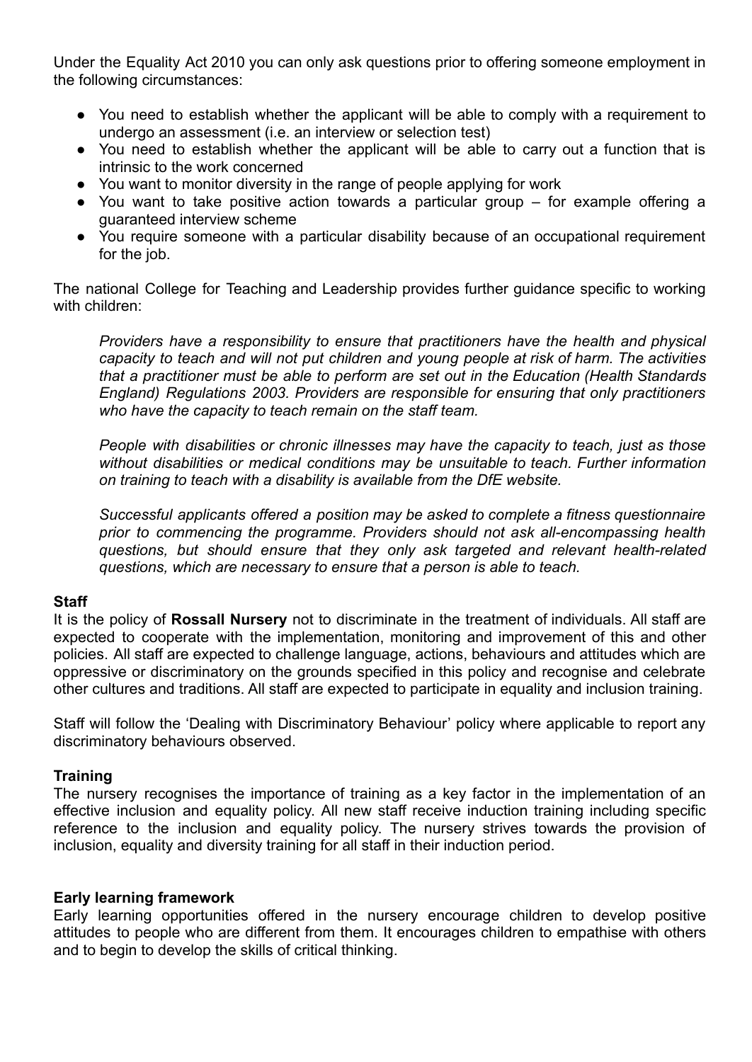Under the Equality Act 2010 you can only ask questions prior to offering someone employment in the following circumstances:

- You need to establish whether the applicant will be able to comply with a requirement to undergo an assessment (i.e. an interview or selection test)
- You need to establish whether the applicant will be able to carry out a function that is intrinsic to the work concerned
- You want to monitor diversity in the range of people applying for work
- You want to take positive action towards a particular group – for example offering a guaranteed interview scheme
- You require someone with a particular disability because of an occupational requirement for the job.

The national College for Teaching and Leadership provides further guidance specific to working with children:

> *Providers have a responsibility to ensure that practitioners have the health and physical capacity to teach and will not put children and young people at risk of harm. The activities that a practitioner must be able to perform are set out in the Education (Health Standards England) Regulations 2003. Providers are responsible for ensuring that only practitioners who have the capacity to teach remain on the staff team.*
>
> *People with disabilities or chronic illnesses may have the capacity to teach, just as those without disabilities or medical conditions may be unsuitable to teach. Further information on training to teach with a disability is available from the DfE website.*
>
> *Successful applicants offered a position may be asked to complete a fitness questionnaire prior to commencing the programme. Providers should not ask all-encompassing health questions, but should ensure that they only ask targeted and relevant health-related questions, which are necessary to ensure that a person is able to teach.*

**Staff**

It is the policy of **Rossall Nursery** not to discriminate in the treatment of individuals. All staff are expected to cooperate with the implementation, monitoring and improvement of this and other policies. All staff are expected to challenge language, actions, behaviours and attitudes which are oppressive or discriminatory on the grounds specified in this policy and recognise and celebrate other cultures and traditions. All staff are expected to participate in equality and inclusion training.

Staff will follow the 'Dealing with Discriminatory Behaviour' policy where applicable to report any discriminatory behaviours observed.

**Training**

The nursery recognises the importance of training as a key factor in the implementation of an effective inclusion and equality policy. All new staff receive induction training including specific reference to the inclusion and equality policy. The nursery strives towards the provision of inclusion, equality and diversity training for all staff in their induction period.

**Early learning framework**

Early learning opportunities offered in the nursery encourage children to develop positive attitudes to people who are different from them. It encourages children to empathise with others and to begin to develop the skills of critical thinking.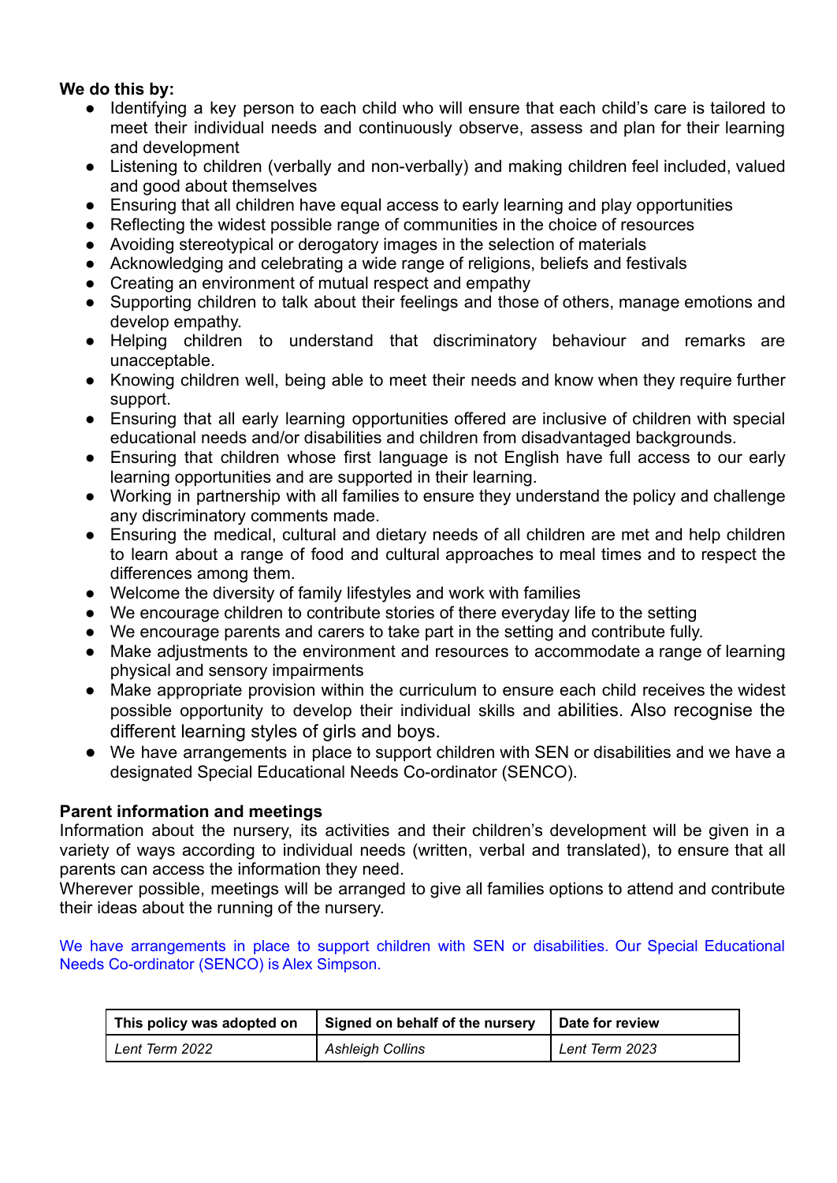**We do this by:**

- Identifying a key person to each child who will ensure that each child's care is tailored to meet their individual needs and continuously observe, assess and plan for their learning and development
- Listening to children (verbally and non-verbally) and making children feel included, valued and good about themselves
- Ensuring that all children have equal access to early learning and play opportunities
- Reflecting the widest possible range of communities in the choice of resources
- Avoiding stereotypical or derogatory images in the selection of materials
- Acknowledging and celebrating a wide range of religions, beliefs and festivals
- Creating an environment of mutual respect and empathy
- Supporting children to talk about their feelings and those of others, manage emotions and develop empathy.
- Helping children to understand that discriminatory behaviour and remarks are unacceptable.
- Knowing children well, being able to meet their needs and know when they require further support.
- Ensuring that all early learning opportunities offered are inclusive of children with special educational needs and/or disabilities and children from disadvantaged backgrounds.
- Ensuring that children whose first language is not English have full access to our early learning opportunities and are supported in their learning.
- Working in partnership with all families to ensure they understand the policy and challenge any discriminatory comments made.
- Ensuring the medical, cultural and dietary needs of all children are met and help children to learn about a range of food and cultural approaches to meal times and to respect the differences among them.
- Welcome the diversity of family lifestyles and work with families
- We encourage children to contribute stories of there everyday life to the setting
- We encourage parents and carers to take part in the setting and contribute fully.
- Make adjustments to the environment and resources to accommodate a range of learning physical and sensory impairments
- Make appropriate provision within the curriculum to ensure each child receives the widest possible opportunity to develop their individual skills and abilities. Also recognise the different learning styles of girls and boys.
- We have arrangements in place to support children with SEN or disabilities and we have a designated Special Educational Needs Co-ordinator (SENCO).

**Parent information and meetings**

Information about the nursery, its activities and their children's development will be given in a variety of ways according to individual needs (written, verbal and translated), to ensure that all parents can access the information they need.

Wherever possible, meetings will be arranged to give all families options to attend and contribute their ideas about the running of the nursery.

We have arrangements in place to support children with SEN or disabilities. Our Special Educational Needs Co-ordinator (SENCO) is Alex Simpson.

| This policy was adopted on | Signed on behalf of the nursery | Date for review |
|---|---|---|
| *Lent Term 2022* | *Ashleigh Collins* | *Lent Term 2023* |